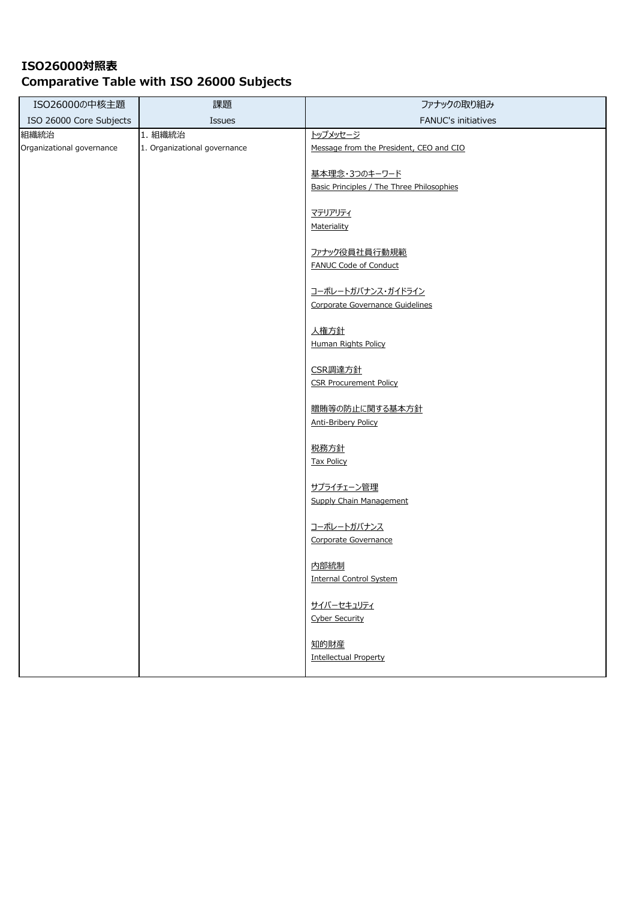# ISO26000対照表
# Comparative Table with ISO 26000 Subjects

| ISO26000の中核主題<br>ISO 26000 Core Subjects | 課題<br>Issues | ファナックの取り組み<br>FANUC's initiatives |
|---|---|---|
| 組織統治<br>Organizational governance | 1. 組織統治<br>1. Organizational governance | トップメッセージ<br>Message from the President, CEO and CIO<br><br>基本理念・3つのキーワード<br>Basic Principles / The Three Philosophies<br><br>マテリアリティ<br>Materiality<br><br>ファナック役員社員行動規範<br>FANUC Code of Conduct<br><br>コーポレートガバナンス・ガイドライン<br>Corporate Governance Guidelines<br><br>人権方針<br>Human Rights Policy<br><br>CSR調達方針<br>CSR Procurement Policy<br><br>贈賄等の防止に関する基本方針<br>Anti-Bribery Policy<br><br>税務方針<br>Tax Policy<br><br>サプライチェーン管理<br>Supply Chain Management<br><br>コーポレートガバナンス<br>Corporate Governance<br><br>内部統制<br>Internal Control System<br><br>サイバーセキュリティ<br>Cyber Security<br><br>知的財産<br>Intellectual Property |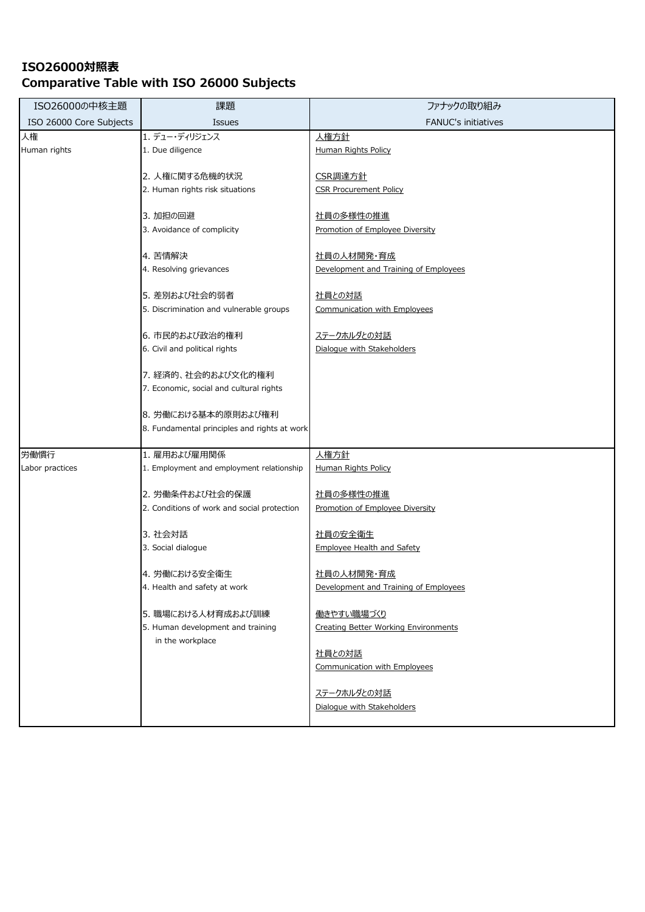## ISO26000対照表
## Comparative Table with ISO 26000 Subjects

| ISO26000の中核主題<br>ISO 26000 Core Subjects | 課題<br>Issues | ファナックの取り組み<br>FANUC's initiatives |
|---|---|---|
| 人権<br>Human rights | 1. デュー・ディリジェンス<br>1. Due diligence | 人権方針<br>Human Rights Policy |
| | 2. 人権に関する危機的状況<br>2. Human rights risk situations | CSR調達方針<br>CSR Procurement Policy |
| | 3. 加担の回避<br>3. Avoidance of complicity | 社員の多様性の推進<br>Promotion of Employee Diversity |
| | 4. 苦情解決<br>4. Resolving grievances | 社員の人材開発・育成<br>Development and Training of Employees |
| | 5. 差別および社会的弱者<br>5. Discrimination and vulnerable groups | 社員との対話<br>Communication with Employees |
| | 6. 市民的および政治的権利<br>6. Civil and political rights | ステークホルダとの対話<br>Dialogue with Stakeholders |
| | 7. 経済的、社会的および文化的権利<br>7. Economic, social and cultural rights | |
| | 8. 労働における基本的原則および権利<br>8. Fundamental principles and rights at work | |
| 労働慣行<br>Labor practices | 1. 雇用および雇用関係<br>1. Employment and employment relationship | 人権方針<br>Human Rights Policy |
| | 2. 労働条件および社会的保護<br>2. Conditions of work and social protection | 社員の多様性の推進<br>Promotion of Employee Diversity |
| | 3. 社会対話<br>3. Social dialogue | 社員の安全衛生<br>Employee Health and Safety |
| | 4. 労働における安全衛生<br>4. Health and safety at work | 社員の人材開発・育成<br>Development and Training of Employees |
| | 5. 職場における人材育成および訓練<br>5. Human development and training in the workplace | 働きやすい職場づくり<br>Creating Better Working Environments |
| | | 社員との対話<br>Communication with Employees |
| | | ステークホルダとの対話<br>Dialogue with Stakeholders |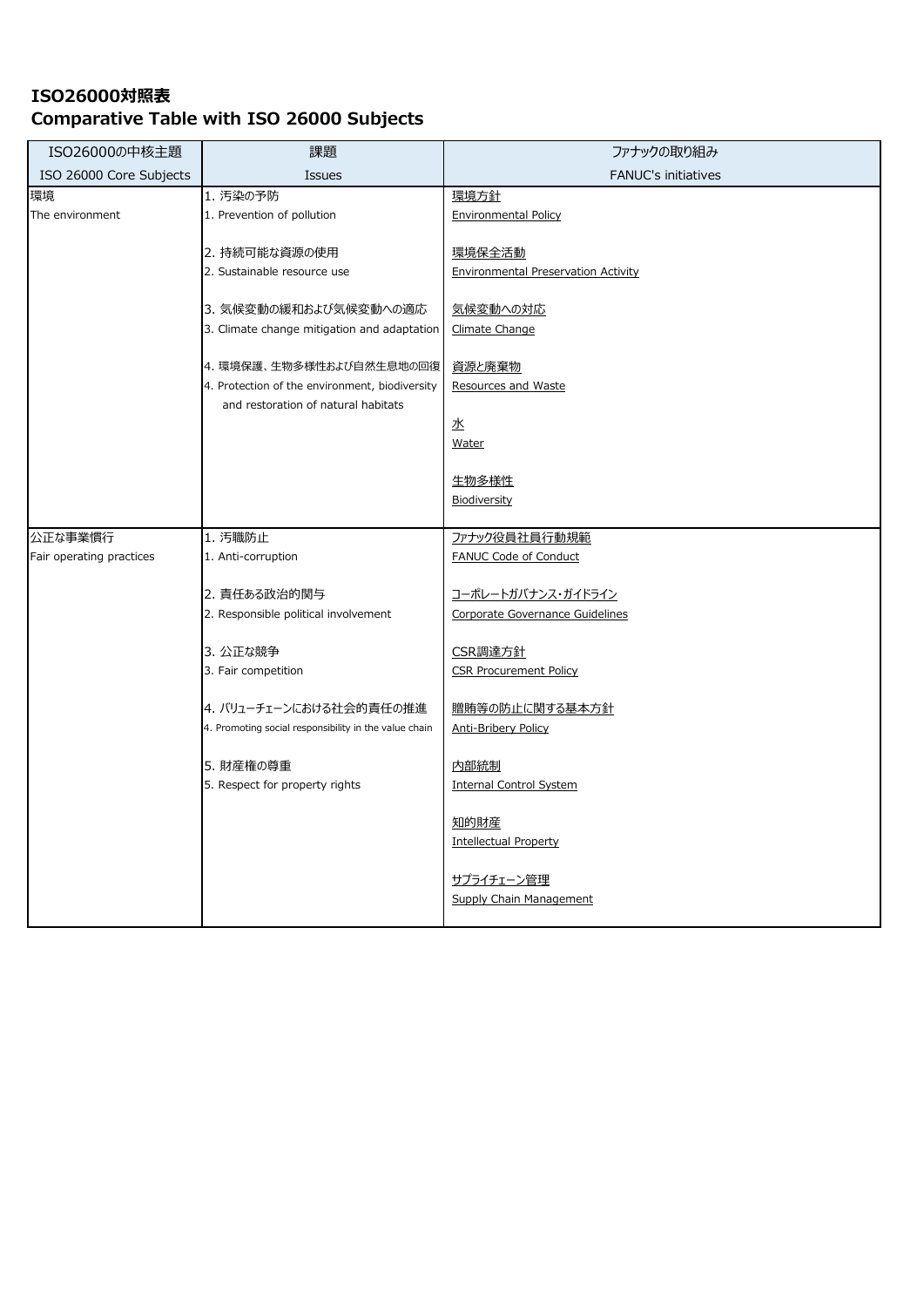**ISO26000対照表**
**Comparative Table with ISO 26000 Subjects**

| ISO26000の中核主題<br>ISO 26000 Core Subjects | 課題<br>Issues | ファナックの取り組み<br>FANUC's initiatives |
|---|---|---|
| 環境<br>The environment | 1. 汚染の予防<br>1. Prevention of pollution<br><br>2. 持続可能な資源の使用<br>2. Sustainable resource use<br><br>3. 気候変動の緩和および気候変動への適応<br>3. Climate change mitigation and adaptation<br><br>4. 環境保護、生物多様性および自然生息地の回復<br>4. Protection of the environment, biodiversity and restoration of natural habitats | 環境方針<br>Environmental Policy<br><br>環境保全活動<br>Environmental Preservation Activity<br><br>気候変動への対応<br>Climate Change<br><br>資源と廃棄物<br>Resources and Waste<br><br>水<br>Water<br><br>生物多様性<br>Biodiversity |
| 公正な事業慣行<br>Fair operating practices | 1. 汚職防止<br>1. Anti-corruption<br><br>2. 責任ある政治的関与<br>2. Responsible political involvement<br><br>3. 公正な競争<br>3. Fair competition<br><br>4. バリューチェーンにおける社会的責任の推進<br>4. Promoting social responsibility in the value chain<br><br>5. 財産権の尊重<br>5. Respect for property rights | ファナック役員社員行動規範<br>FANUC Code of Conduct<br><br>コーポレートガバナンス・ガイドライン<br>Corporate Governance Guidelines<br><br>CSR調達方針<br>CSR Procurement Policy<br><br>贈賄等の防止に関する基本方針<br>Anti-Bribery Policy<br><br>内部統制<br>Internal Control System<br><br>知的財産<br>Intellectual Property<br><br>サプライチェーン管理<br>Supply Chain Management |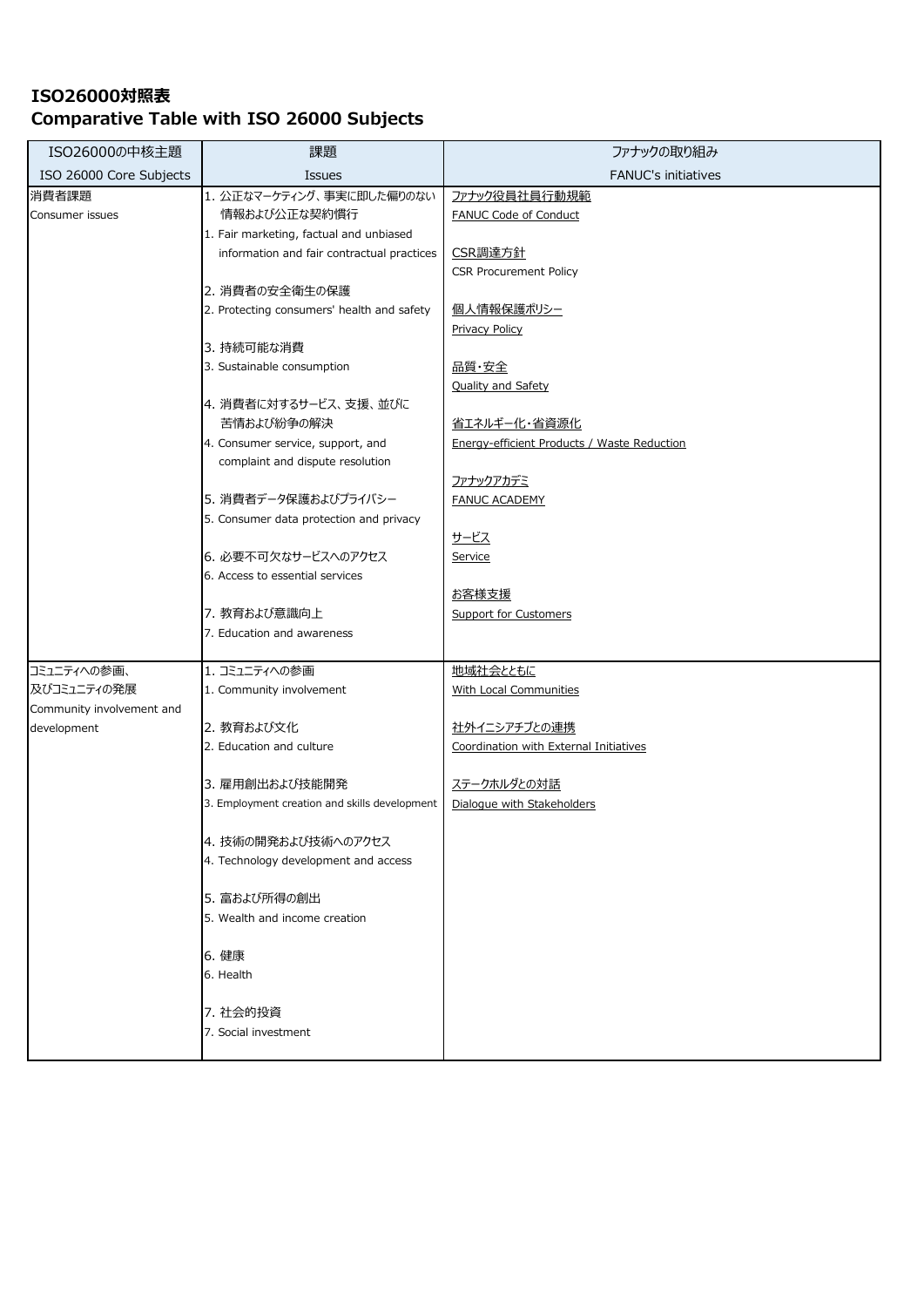## ISO26000対照表
## Comparative Table with ISO 26000 Subjects

| ISO26000の中核主題<br>ISO 26000 Core Subjects | 課題<br>Issues | ファナックの取り組み<br>FANUC's initiatives |
|---|---|---|
| 消費者課題<br>Consumer issues | 1. 公正なマーケティング、事実に即した偏りのない情報および公正な契約慣行<br>1. Fair marketing, factual and unbiased information and fair contractual practices<br><br>2. 消費者の安全衛生の保護<br>2. Protecting consumers' health and safety<br><br>3. 持続可能な消費<br>3. Sustainable consumption<br><br>4. 消費者に対するサービス、支援、並びに苦情および紛争の解決<br>4. Consumer service, support, and complaint and dispute resolution<br><br>5. 消費者データ保護およびプライバシー<br>5. Consumer data protection and privacy<br><br>6. 必要不可欠なサービスへのアクセス<br>6. Access to essential services<br><br>7. 教育および意識向上<br>7. Education and awareness | ファナック役員社員行動規範<br>FANUC Code of Conduct<br><br>CSR調達方針<br>CSR Procurement Policy<br><br>個人情報保護ポリシー<br>Privacy Policy<br><br>品質・安全<br>Quality and Safety<br><br>省エネルギー化・省資源化<br>Energy-efficient Products / Waste Reduction<br><br>ファナックアカデミ<br>FANUC ACADEMY<br><br>サービス<br>Service<br><br>お客様支援<br>Support for Customers |
| コミュニティへの参画、及びコミュニティの発展<br>Community involvement and development | 1. コミュニティへの参画<br>1. Community involvement<br><br>2. 教育および文化<br>2. Education and culture<br><br>3. 雇用創出および技能開発<br>3. Employment creation and skills development<br><br>4. 技術の開発および技術へのアクセス<br>4. Technology development and access<br><br>5. 富および所得の創出<br>5. Wealth and income creation<br><br>6. 健康<br>6. Health<br><br>7. 社会的投資<br>7. Social investment | 地域社会とともに<br>With Local Communities<br><br>社外イニシアチブとの連携<br>Coordination with External Initiatives<br><br>ステークホルダとの対話<br>Dialogue with Stakeholders |